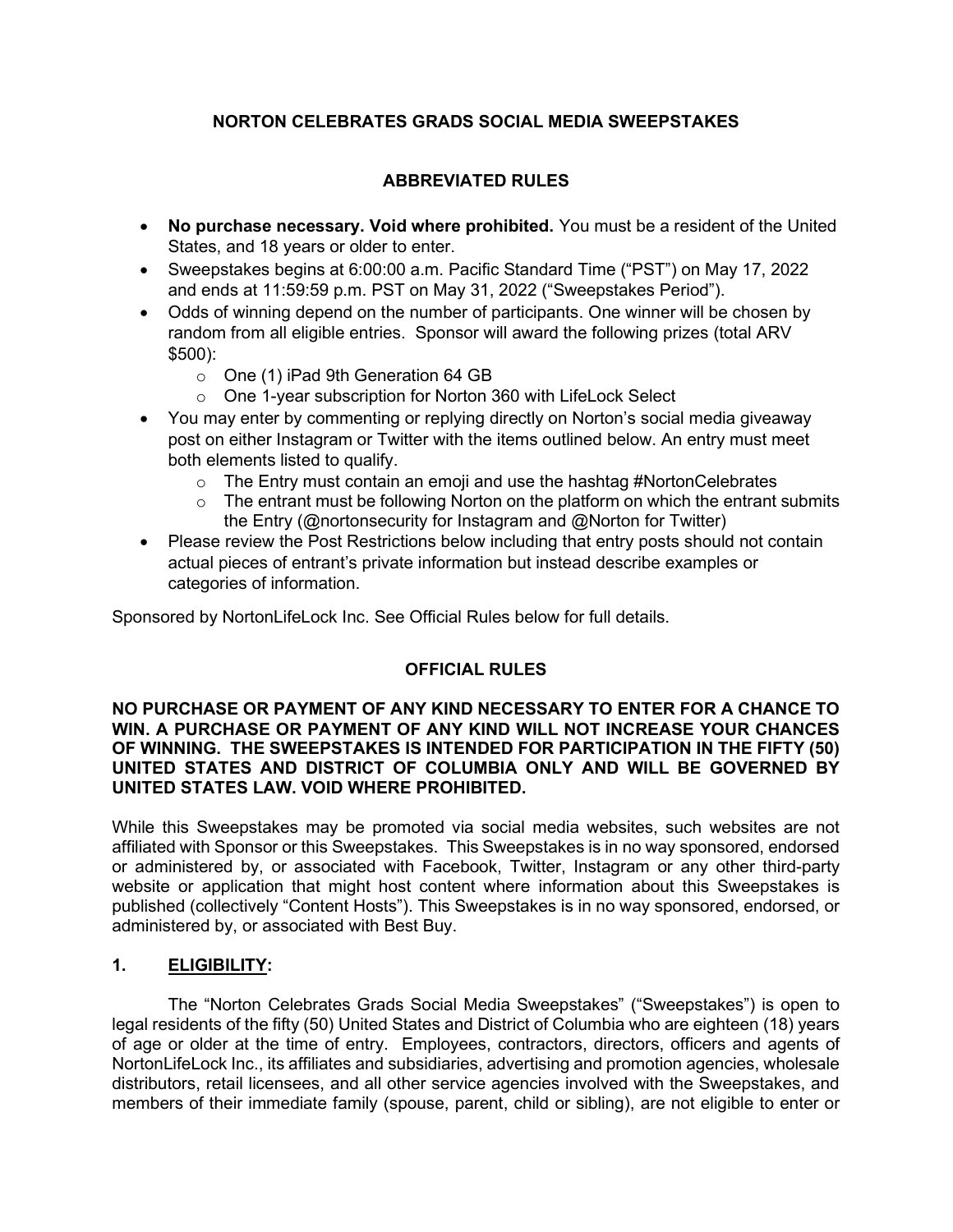# NORTON CELEBRATES GRADS SOCIAL MEDIA SWEEPSTAKES

## ABBREVIATED RULES

- **No purchase necessary. Void where prohibited.** You must be a resident of the United States, and 18 years or older to enter.
- Sweepstakes begins at 6:00:00 a.m. Pacific Standard Time ("PST") on May 17, 2022 and ends at 11:59:59 p.m. PST on May 31, 2022 ("Sweepstakes Period").
- Odds of winning depend on the number of participants. One winner will be chosen by random from all eligible entries. Sponsor will award the following prizes (total ARV $500):
  - One (1) iPad 9th Generation 64 GB
  - One 1-year subscription for Norton 360 with LifeLock Select
- You may enter by commenting or replying directly on Norton's social media giveaway post on either Instagram or Twitter with the items outlined below. An entry must meet both elements listed to qualify.
  - The Entry must contain an emoji and use the hashtag #NortonCelebrates
  - The entrant must be following Norton on the platform on which the entrant submits the Entry (@nortonsecurity for Instagram and @Norton for Twitter)
- Please review the Post Restrictions below including that entry posts should not contain actual pieces of entrant's private information but instead describe examples or categories of information.

Sponsored by NortonLifeLock Inc. See Official Rules below for full details.

## OFFICIAL RULES

**NO PURCHASE OR PAYMENT OF ANY KIND NECESSARY TO ENTER FOR A CHANCE TO WIN. A PURCHASE OR PAYMENT OF ANY KIND WILL NOT INCREASE YOUR CHANCES OF WINNING. THE SWEEPSTAKES IS INTENDED FOR PARTICIPATION IN THE FIFTY (50) UNITED STATES AND DISTRICT OF COLUMBIA ONLY AND WILL BE GOVERNED BY UNITED STATES LAW. VOID WHERE PROHIBITED.**

While this Sweepstakes may be promoted via social media websites, such websites are not affiliated with Sponsor or this Sweepstakes. This Sweepstakes is in no way sponsored, endorsed or administered by, or associated with Facebook, Twitter, Instagram or any other third-party website or application that might host content where information about this Sweepstakes is published (collectively "Content Hosts"). This Sweepstakes is in no way sponsored, endorsed, or administered by, or associated with Best Buy.

### 1. ELIGIBILITY:

The "Norton Celebrates Grads Social Media Sweepstakes" ("Sweepstakes") is open to legal residents of the fifty (50) United States and District of Columbia who are eighteen (18) years of age or older at the time of entry. Employees, contractors, directors, officers and agents of NortonLifeLock Inc., its affiliates and subsidiaries, advertising and promotion agencies, wholesale distributors, retail licensees, and all other service agencies involved with the Sweepstakes, and members of their immediate family (spouse, parent, child or sibling), are not eligible to enter or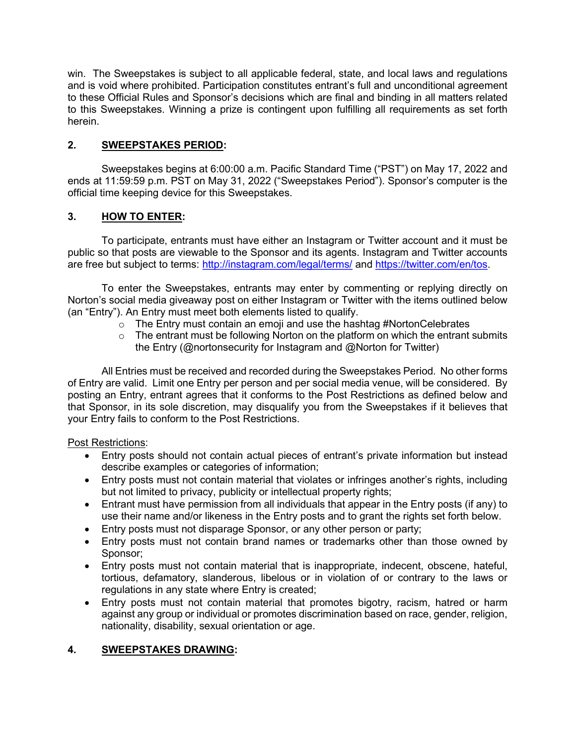win. The Sweepstakes is subject to all applicable federal, state, and local laws and regulations and is void where prohibited. Participation constitutes entrant's full and unconditional agreement to these Official Rules and Sponsor's decisions which are final and binding in all matters related to this Sweepstakes. Winning a prize is contingent upon fulfilling all requirements as set forth herein.

## 2. SWEEPSTAKES PERIOD:

Sweepstakes begins at 6:00:00 a.m. Pacific Standard Time ("PST") on May 17, 2022 and ends at 11:59:59 p.m. PST on May 31, 2022 ("Sweepstakes Period"). Sponsor's computer is the official time keeping device for this Sweepstakes.

## 3. HOW TO ENTER:

To participate, entrants must have either an Instagram or Twitter account and it must be public so that posts are viewable to the Sponsor and its agents. Instagram and Twitter accounts are free but subject to terms: [http://instagram.com/legal/terms/](http://instagram.com/legal/terms/) and [https://twitter.com/en/tos](https://twitter.com/en/tos).

To enter the Sweepstakes, entrants may enter by commenting or replying directly on Norton's social media giveaway post on either Instagram or Twitter with the items outlined below (an "Entry"). An Entry must meet both elements listed to qualify.

- The Entry must contain an emoji and use the hashtag #NortonCelebrates
- The entrant must be following Norton on the platform on which the entrant submits the Entry (@nortonsecurity for Instagram and @Norton for Twitter)

All Entries must be received and recorded during the Sweepstakes Period. No other forms of Entry are valid. Limit one Entry per person and per social media venue, will be considered. By posting an Entry, entrant agrees that it conforms to the Post Restrictions as defined below and that Sponsor, in its sole discretion, may disqualify you from the Sweepstakes if it believes that your Entry fails to conform to the Post Restrictions.

Post Restrictions:

- Entry posts should not contain actual pieces of entrant's private information but instead describe examples or categories of information;
- Entry posts must not contain material that violates or infringes another's rights, including but not limited to privacy, publicity or intellectual property rights;
- Entrant must have permission from all individuals that appear in the Entry posts (if any) to use their name and/or likeness in the Entry posts and to grant the rights set forth below.
- Entry posts must not disparage Sponsor, or any other person or party;
- Entry posts must not contain brand names or trademarks other than those owned by Sponsor;
- Entry posts must not contain material that is inappropriate, indecent, obscene, hateful, tortious, defamatory, slanderous, libelous or in violation of or contrary to the laws or regulations in any state where Entry is created;
- Entry posts must not contain material that promotes bigotry, racism, hatred or harm against any group or individual or promotes discrimination based on race, gender, religion, nationality, disability, sexual orientation or age.

## 4. SWEEPSTAKES DRAWING: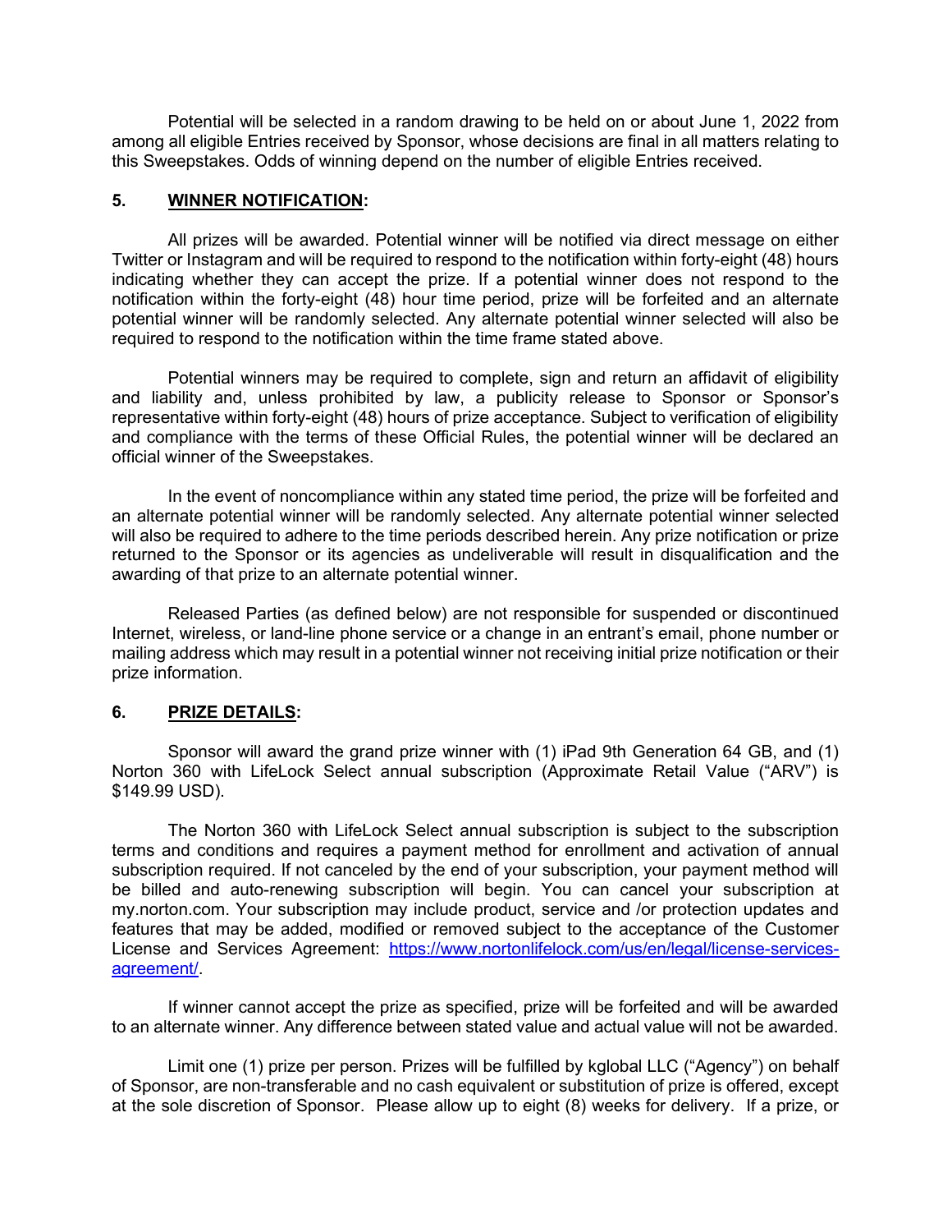Potential will be selected in a random drawing to be held on or about June 1, 2022 from among all eligible Entries received by Sponsor, whose decisions are final in all matters relating to this Sweepstakes. Odds of winning depend on the number of eligible Entries received.

**5. <u>WINNER NOTIFICATION</u>:**

All prizes will be awarded. Potential winner will be notified via direct message on either Twitter or Instagram and will be required to respond to the notification within forty-eight (48) hours indicating whether they can accept the prize. If a potential winner does not respond to the notification within the forty-eight (48) hour time period, prize will be forfeited and an alternate potential winner will be randomly selected. Any alternate potential winner selected will also be required to respond to the notification within the time frame stated above.

Potential winners may be required to complete, sign and return an affidavit of eligibility and liability and, unless prohibited by law, a publicity release to Sponsor or Sponsor's representative within forty-eight (48) hours of prize acceptance. Subject to verification of eligibility and compliance with the terms of these Official Rules, the potential winner will be declared an official winner of the Sweepstakes.

In the event of noncompliance within any stated time period, the prize will be forfeited and an alternate potential winner will be randomly selected. Any alternate potential winner selected will also be required to adhere to the time periods described herein. Any prize notification or prize returned to the Sponsor or its agencies as undeliverable will result in disqualification and the awarding of that prize to an alternate potential winner.

Released Parties (as defined below) are not responsible for suspended or discontinued Internet, wireless, or land-line phone service or a change in an entrant's email, phone number or mailing address which may result in a potential winner not receiving initial prize notification or their prize information.

**6. <u>PRIZE DETAILS</u>:**

Sponsor will award the grand prize winner with (1) iPad 9th Generation 64 GB, and (1) Norton 360 with LifeLock Select annual subscription (Approximate Retail Value ("ARV") is $149.99 USD).

The Norton 360 with LifeLock Select annual subscription is subject to the subscription terms and conditions and requires a payment method for enrollment and activation of annual subscription required. If not canceled by the end of your subscription, your payment method will be billed and auto-renewing subscription will begin. You can cancel your subscription at my.norton.com. Your subscription may include product, service and /or protection updates and features that may be added, modified or removed subject to the acceptance of the Customer License and Services Agreement: [https://www.nortonlifelock.com/us/en/legal/license-services-agreement/](https://www.nortonlifelock.com/us/en/legal/license-services-agreement/).

If winner cannot accept the prize as specified, prize will be forfeited and will be awarded to an alternate winner. Any difference between stated value and actual value will not be awarded.

Limit one (1) prize per person. Prizes will be fulfilled by kglobal LLC ("Agency") on behalf of Sponsor, are non-transferable and no cash equivalent or substitution of prize is offered, except at the sole discretion of Sponsor. Please allow up to eight (8) weeks for delivery. If a prize, or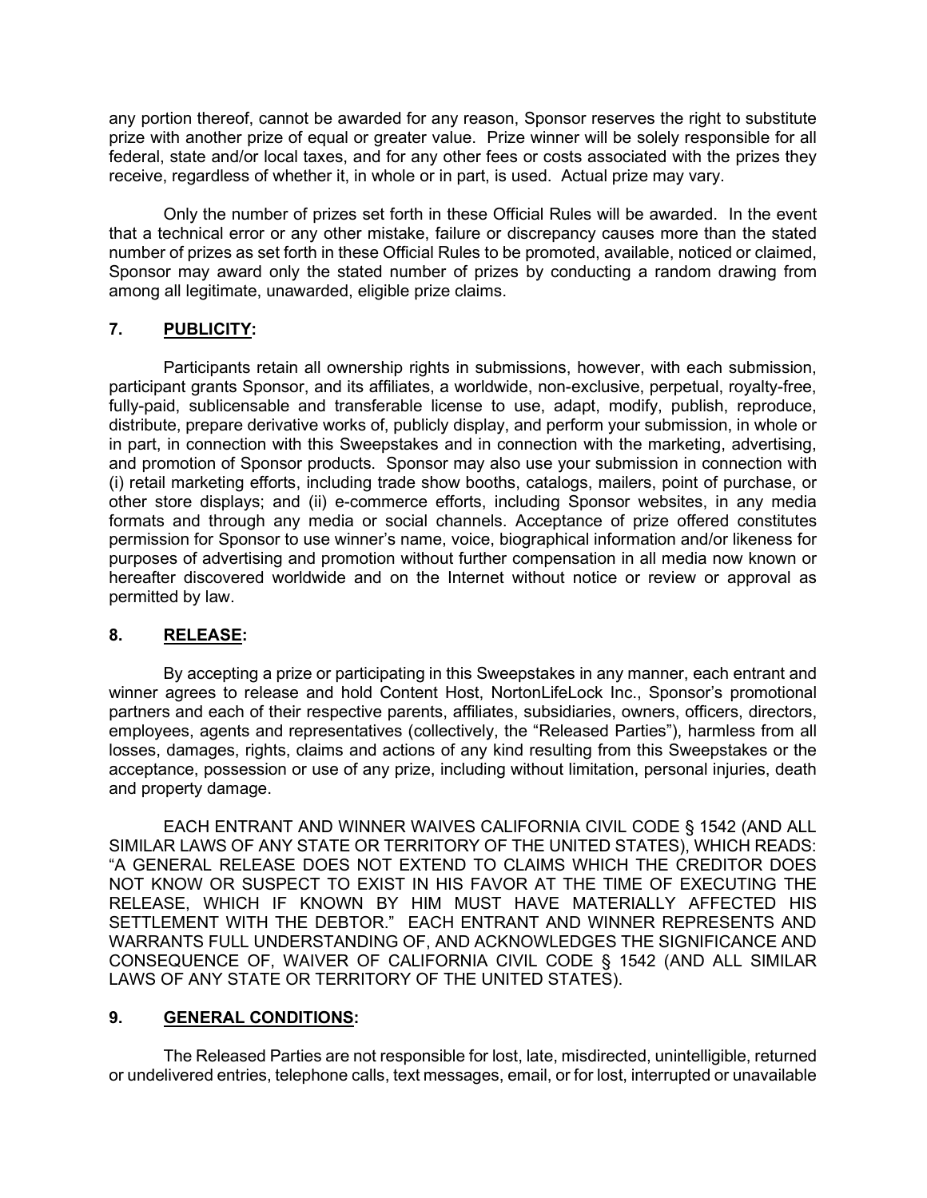any portion thereof, cannot be awarded for any reason, Sponsor reserves the right to substitute prize with another prize of equal or greater value. Prize winner will be solely responsible for all federal, state and/or local taxes, and for any other fees or costs associated with the prizes they receive, regardless of whether it, in whole or in part, is used. Actual prize may vary.

Only the number of prizes set forth in these Official Rules will be awarded. In the event that a technical error or any other mistake, failure or discrepancy causes more than the stated number of prizes as set forth in these Official Rules to be promoted, available, noticed or claimed, Sponsor may award only the stated number of prizes by conducting a random drawing from among all legitimate, unawarded, eligible prize claims.

## 7. <u>PUBLICITY</u>:

Participants retain all ownership rights in submissions, however, with each submission, participant grants Sponsor, and its affiliates, a worldwide, non-exclusive, perpetual, royalty-free, fully-paid, sublicensable and transferable license to use, adapt, modify, publish, reproduce, distribute, prepare derivative works of, publicly display, and perform your submission, in whole or in part, in connection with this Sweepstakes and in connection with the marketing, advertising, and promotion of Sponsor products. Sponsor may also use your submission in connection with (i) retail marketing efforts, including trade show booths, catalogs, mailers, point of purchase, or other store displays; and (ii) e-commerce efforts, including Sponsor websites, in any media formats and through any media or social channels. Acceptance of prize offered constitutes permission for Sponsor to use winner's name, voice, biographical information and/or likeness for purposes of advertising and promotion without further compensation in all media now known or hereafter discovered worldwide and on the Internet without notice or review or approval as permitted by law.

## 8. <u>RELEASE</u>:

By accepting a prize or participating in this Sweepstakes in any manner, each entrant and winner agrees to release and hold Content Host, NortonLifeLock Inc., Sponsor's promotional partners and each of their respective parents, affiliates, subsidiaries, owners, officers, directors, employees, agents and representatives (collectively, the "Released Parties"), harmless from all losses, damages, rights, claims and actions of any kind resulting from this Sweepstakes or the acceptance, possession or use of any prize, including without limitation, personal injuries, death and property damage.

EACH ENTRANT AND WINNER WAIVES CALIFORNIA CIVIL CODE § 1542 (AND ALL SIMILAR LAWS OF ANY STATE OR TERRITORY OF THE UNITED STATES), WHICH READS: "A GENERAL RELEASE DOES NOT EXTEND TO CLAIMS WHICH THE CREDITOR DOES NOT KNOW OR SUSPECT TO EXIST IN HIS FAVOR AT THE TIME OF EXECUTING THE RELEASE, WHICH IF KNOWN BY HIM MUST HAVE MATERIALLY AFFECTED HIS SETTLEMENT WITH THE DEBTOR." EACH ENTRANT AND WINNER REPRESENTS AND WARRANTS FULL UNDERSTANDING OF, AND ACKNOWLEDGES THE SIGNIFICANCE AND CONSEQUENCE OF, WAIVER OF CALIFORNIA CIVIL CODE § 1542 (AND ALL SIMILAR LAWS OF ANY STATE OR TERRITORY OF THE UNITED STATES).

## 9. <u>GENERAL CONDITIONS</u>:

The Released Parties are not responsible for lost, late, misdirected, unintelligible, returned or undelivered entries, telephone calls, text messages, email, or for lost, interrupted or unavailable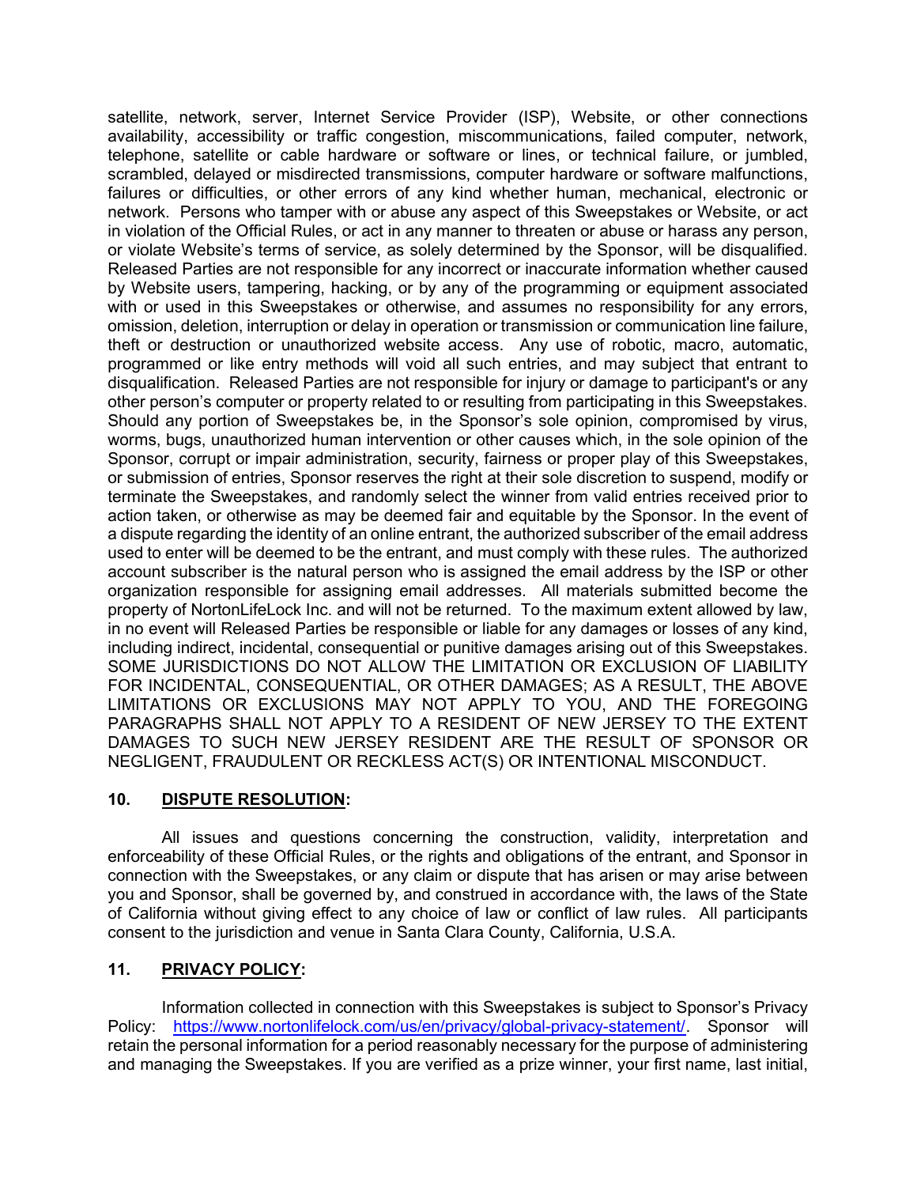satellite, network, server, Internet Service Provider (ISP), Website, or other connections availability, accessibility or traffic congestion, miscommunications, failed computer, network, telephone, satellite or cable hardware or software or lines, or technical failure, or jumbled, scrambled, delayed or misdirected transmissions, computer hardware or software malfunctions, failures or difficulties, or other errors of any kind whether human, mechanical, electronic or network. Persons who tamper with or abuse any aspect of this Sweepstakes or Website, or act in violation of the Official Rules, or act in any manner to threaten or abuse or harass any person, or violate Website's terms of service, as solely determined by the Sponsor, will be disqualified. Released Parties are not responsible for any incorrect or inaccurate information whether caused by Website users, tampering, hacking, or by any of the programming or equipment associated with or used in this Sweepstakes or otherwise, and assumes no responsibility for any errors, omission, deletion, interruption or delay in operation or transmission or communication line failure, theft or destruction or unauthorized website access. Any use of robotic, macro, automatic, programmed or like entry methods will void all such entries, and may subject that entrant to disqualification. Released Parties are not responsible for injury or damage to participant's or any other person's computer or property related to or resulting from participating in this Sweepstakes. Should any portion of Sweepstakes be, in the Sponsor's sole opinion, compromised by virus, worms, bugs, unauthorized human intervention or other causes which, in the sole opinion of the Sponsor, corrupt or impair administration, security, fairness or proper play of this Sweepstakes, or submission of entries, Sponsor reserves the right at their sole discretion to suspend, modify or terminate the Sweepstakes, and randomly select the winner from valid entries received prior to action taken, or otherwise as may be deemed fair and equitable by the Sponsor. In the event of a dispute regarding the identity of an online entrant, the authorized subscriber of the email address used to enter will be deemed to be the entrant, and must comply with these rules. The authorized account subscriber is the natural person who is assigned the email address by the ISP or other organization responsible for assigning email addresses. All materials submitted become the property of NortonLifeLock Inc. and will not be returned. To the maximum extent allowed by law, in no event will Released Parties be responsible or liable for any damages or losses of any kind, including indirect, incidental, consequential or punitive damages arising out of this Sweepstakes. SOME JURISDICTIONS DO NOT ALLOW THE LIMITATION OR EXCLUSION OF LIABILITY FOR INCIDENTAL, CONSEQUENTIAL, OR OTHER DAMAGES; AS A RESULT, THE ABOVE LIMITATIONS OR EXCLUSIONS MAY NOT APPLY TO YOU, AND THE FOREGOING PARAGRAPHS SHALL NOT APPLY TO A RESIDENT OF NEW JERSEY TO THE EXTENT DAMAGES TO SUCH NEW JERSEY RESIDENT ARE THE RESULT OF SPONSOR OR NEGLIGENT, FRAUDULENT OR RECKLESS ACT(S) OR INTENTIONAL MISCONDUCT.

## 10. DISPUTE RESOLUTION:

All issues and questions concerning the construction, validity, interpretation and enforceability of these Official Rules, or the rights and obligations of the entrant, and Sponsor in connection with the Sweepstakes, or any claim or dispute that has arisen or may arise between you and Sponsor, shall be governed by, and construed in accordance with, the laws of the State of California without giving effect to any choice of law or conflict of law rules. All participants consent to the jurisdiction and venue in Santa Clara County, California, U.S.A.

## 11. PRIVACY POLICY:

Information collected in connection with this Sweepstakes is subject to Sponsor's Privacy Policy: https://www.nortonlifelock.com/us/en/privacy/global-privacy-statement/. Sponsor will retain the personal information for a period reasonably necessary for the purpose of administering and managing the Sweepstakes. If you are verified as a prize winner, your first name, last initial,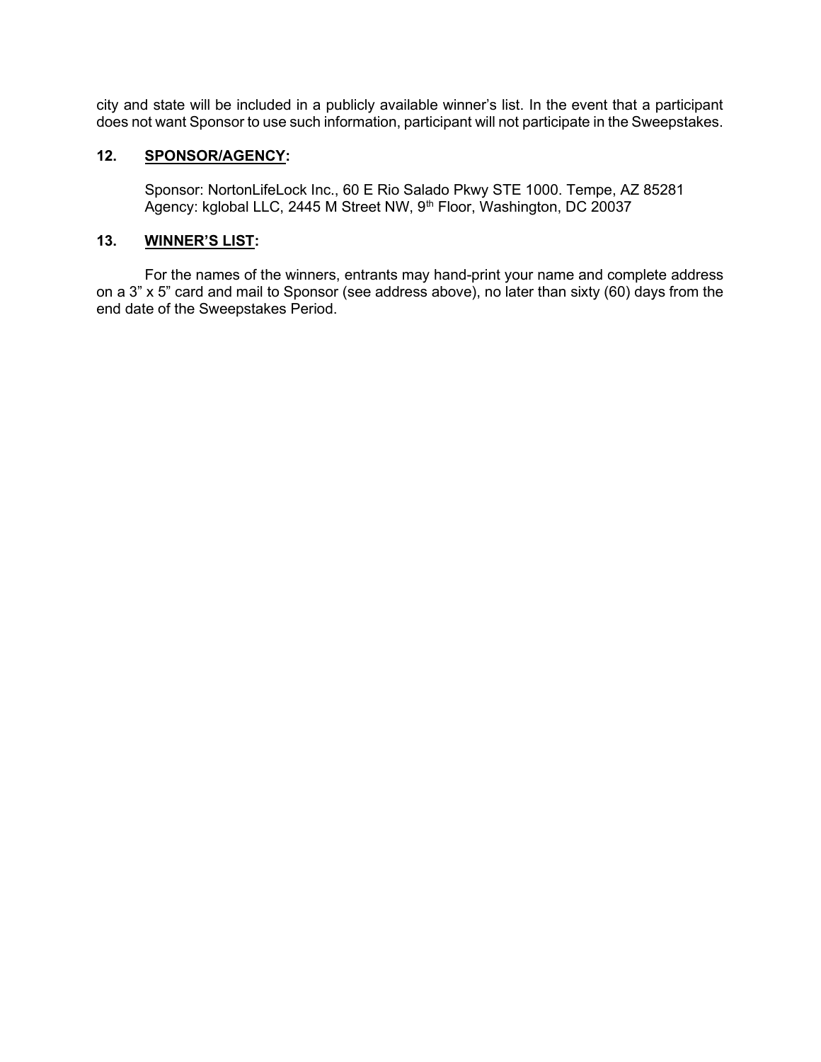city and state will be included in a publicly available winner's list. In the event that a participant does not want Sponsor to use such information, participant will not participate in the Sweepstakes.

**12. SPONSOR/AGENCY:**

Sponsor: NortonLifeLock Inc., 60 E Rio Salado Pkwy STE 1000. Tempe, AZ 85281
Agency: kglobal LLC, 2445 M Street NW, 9th Floor, Washington, DC 20037

**13. WINNER'S LIST:**

For the names of the winners, entrants may hand-print your name and complete address on a 3" x 5" card and mail to Sponsor (see address above), no later than sixty (60) days from the end date of the Sweepstakes Period.